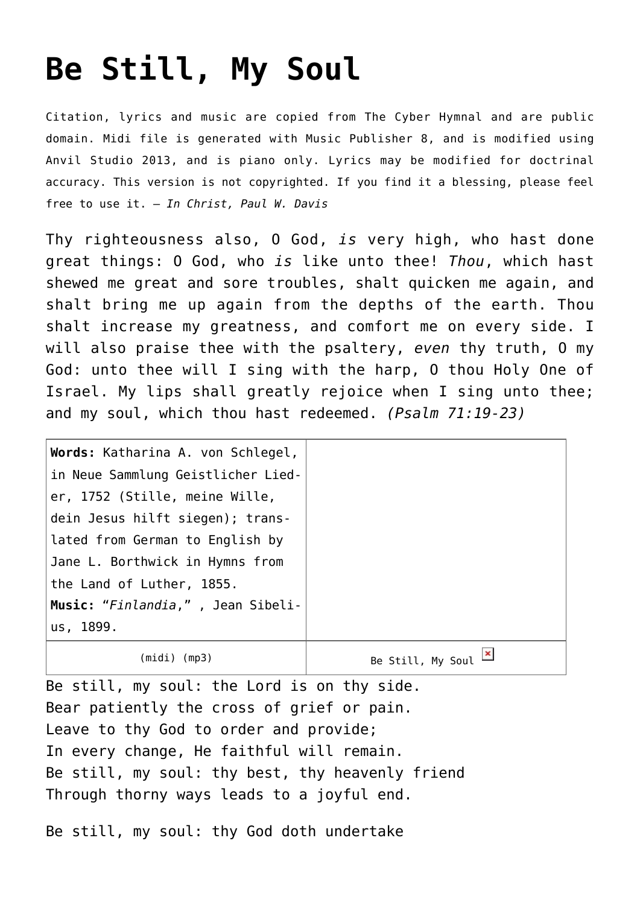# Be Still, My Soul

Citation, lyrics and music are copied from The Cyber Hymnal and are public domain. Midi file is generated with Music Publisher 8, and is modified using Anvil Studio 2013, and is piano only. Lyrics may be modified for doctrinal accuracy. This version is not copyrighted. If you find it a blessing, please feel free to use it. — *In Christ, Paul W. Davis*

Thy righteousness also, O God, *is* very high, who hast done great things: O God, who *is* like unto thee! *Thou*, which hast shewed me great and sore troubles, shalt quicken me again, and shalt bring me up again from the depths of the earth. Thou shalt increase my greatness, and comfort me on every side. I will also praise thee with the psaltery, *even* thy truth, O my God: unto thee will I sing with the harp, O thou Holy One of Israel. My lips shall greatly rejoice when I sing unto thee; and my soul, which thou hast redeemed. *(Psalm 71:19-23)*

| **Words:** Katharina A. von Schlegel, in Neue Sammlung Geistlicher Lieder, 1752 (Stille, meine Wille, dein Jesus hilft siegen); translated from German to English by Jane L. Borthwick in Hymns from the Land of Luther, 1855. **Music:** "*Finlandia*," , Jean Sibelius, 1899. | |
|---|---|
| (midi) (mp3) | Be Still, My Soul |

Be still, my soul: the Lord is on thy side.
Bear patiently the cross of grief or pain.
Leave to thy God to order and provide;
In every change, He faithful will remain.
Be still, my soul: thy best, thy heavenly friend
Through thorny ways leads to a joyful end.

Be still, my soul: thy God doth undertake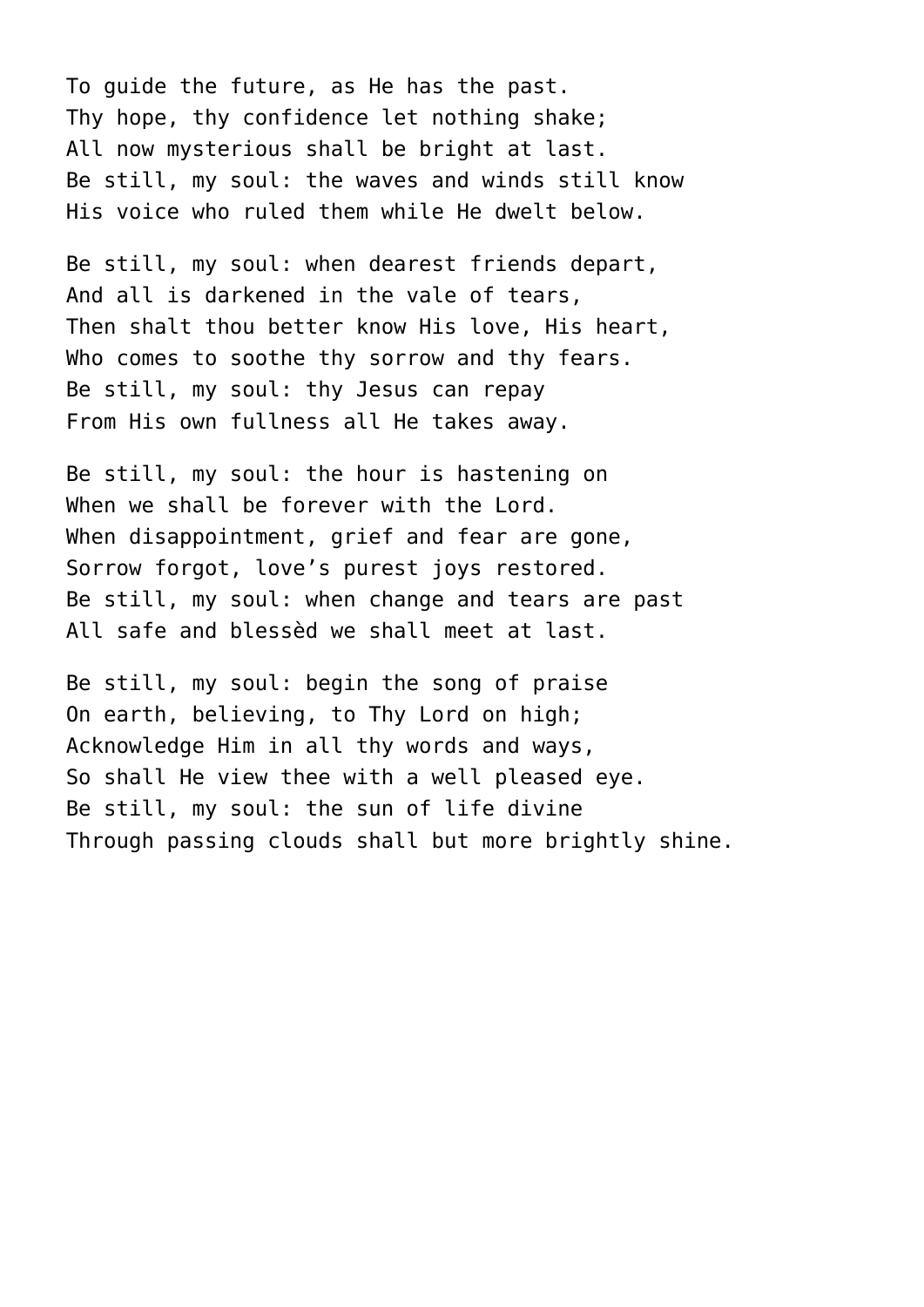To guide the future, as He has the past.  
Thy hope, thy confidence let nothing shake;  
All now mysterious shall be bright at last.  
Be still, my soul: the waves and winds still know  
His voice who ruled them while He dwelt below.

Be still, my soul: when dearest friends depart,  
And all is darkened in the vale of tears,  
Then shalt thou better know His love, His heart,  
Who comes to soothe thy sorrow and thy fears.  
Be still, my soul: thy Jesus can repay  
From His own fullness all He takes away.

Be still, my soul: the hour is hastening on  
When we shall be forever with the Lord.  
When disappointment, grief and fear are gone,  
Sorrow forgot, love’s purest joys restored.  
Be still, my soul: when change and tears are past  
All safe and blessèd we shall meet at last.

Be still, my soul: begin the song of praise  
On earth, believing, to Thy Lord on high;  
Acknowledge Him in all thy words and ways,  
So shall He view thee with a well pleased eye.  
Be still, my soul: the sun of life divine  
Through passing clouds shall but more brightly shine.